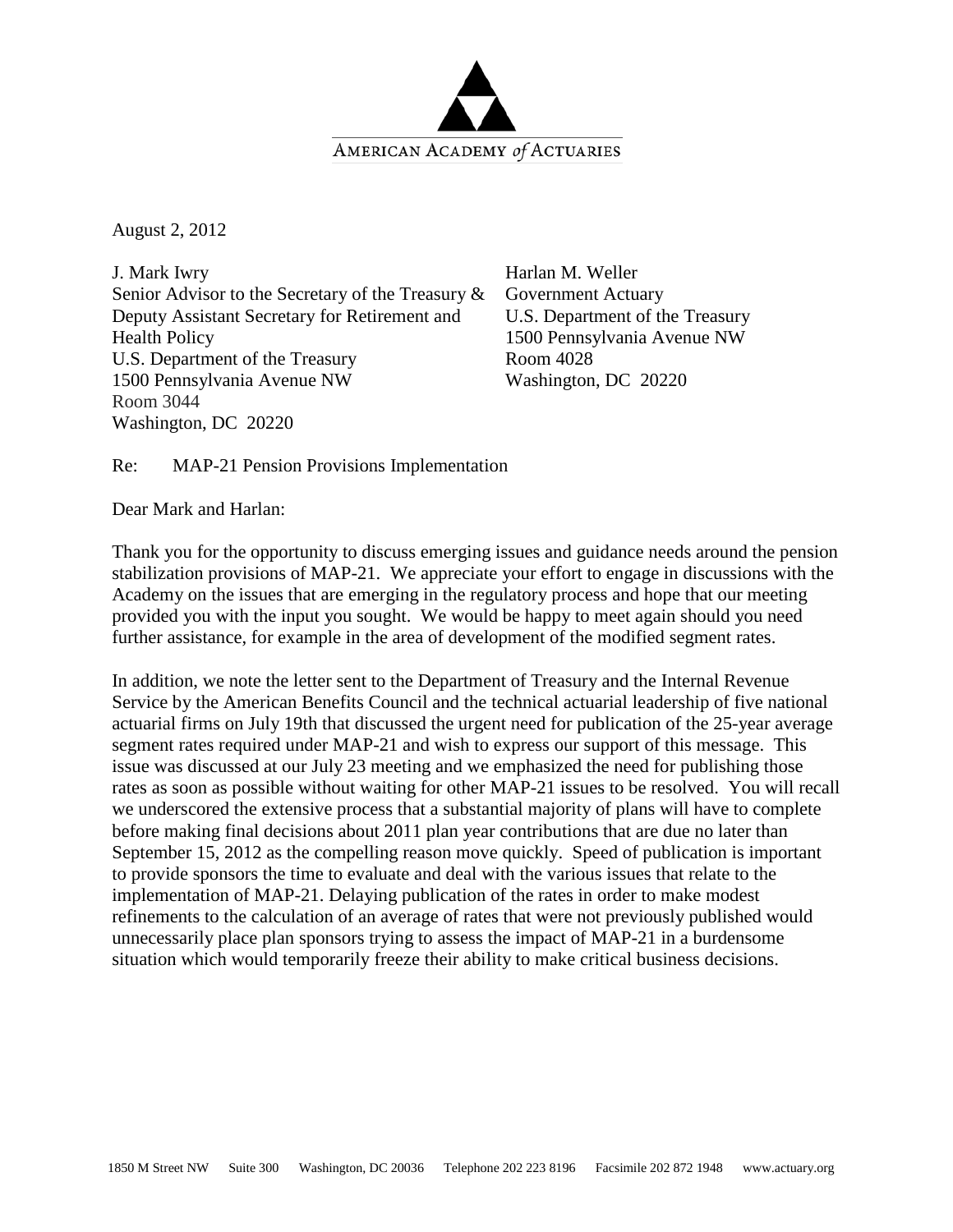AMERICAN ACADEMY of ACTUARIES

August 2, 2012

J. Mark Iwry
Senior Advisor to the Secretary of the Treasury &
Deputy Assistant Secretary for Retirement and
Health Policy
U.S. Department of the Treasury
1500 Pennsylvania Avenue NW
Room 3044
Washington, DC 20220

Harlan M. Weller
Government Actuary
U.S. Department of the Treasury
1500 Pennsylvania Avenue NW
Room 4028
Washington, DC 20220

Re: MAP-21 Pension Provisions Implementation

Dear Mark and Harlan:

Thank you for the opportunity to discuss emerging issues and guidance needs around the pension stabilization provisions of MAP-21. We appreciate your effort to engage in discussions with the Academy on the issues that are emerging in the regulatory process and hope that our meeting provided you with the input you sought. We would be happy to meet again should you need further assistance, for example in the area of development of the modified segment rates.

In addition, we note the letter sent to the Department of Treasury and the Internal Revenue Service by the American Benefits Council and the technical actuarial leadership of five national actuarial firms on July 19th that discussed the urgent need for publication of the 25-year average segment rates required under MAP-21 and wish to express our support of this message. This issue was discussed at our July 23 meeting and we emphasized the need for publishing those rates as soon as possible without waiting for other MAP-21 issues to be resolved. You will recall we underscored the extensive process that a substantial majority of plans will have to complete before making final decisions about 2011 plan year contributions that are due no later than September 15, 2012 as the compelling reason move quickly. Speed of publication is important to provide sponsors the time to evaluate and deal with the various issues that relate to the implementation of MAP-21. Delaying publication of the rates in order to make modest refinements to the calculation of an average of rates that were not previously published would unnecessarily place plan sponsors trying to assess the impact of MAP-21 in a burdensome situation which would temporarily freeze their ability to make critical business decisions.

1850 M Street NW Suite 300 Washington, DC 20036 Telephone 202 223 8196 Facsimile 202 872 1948 www.actuary.org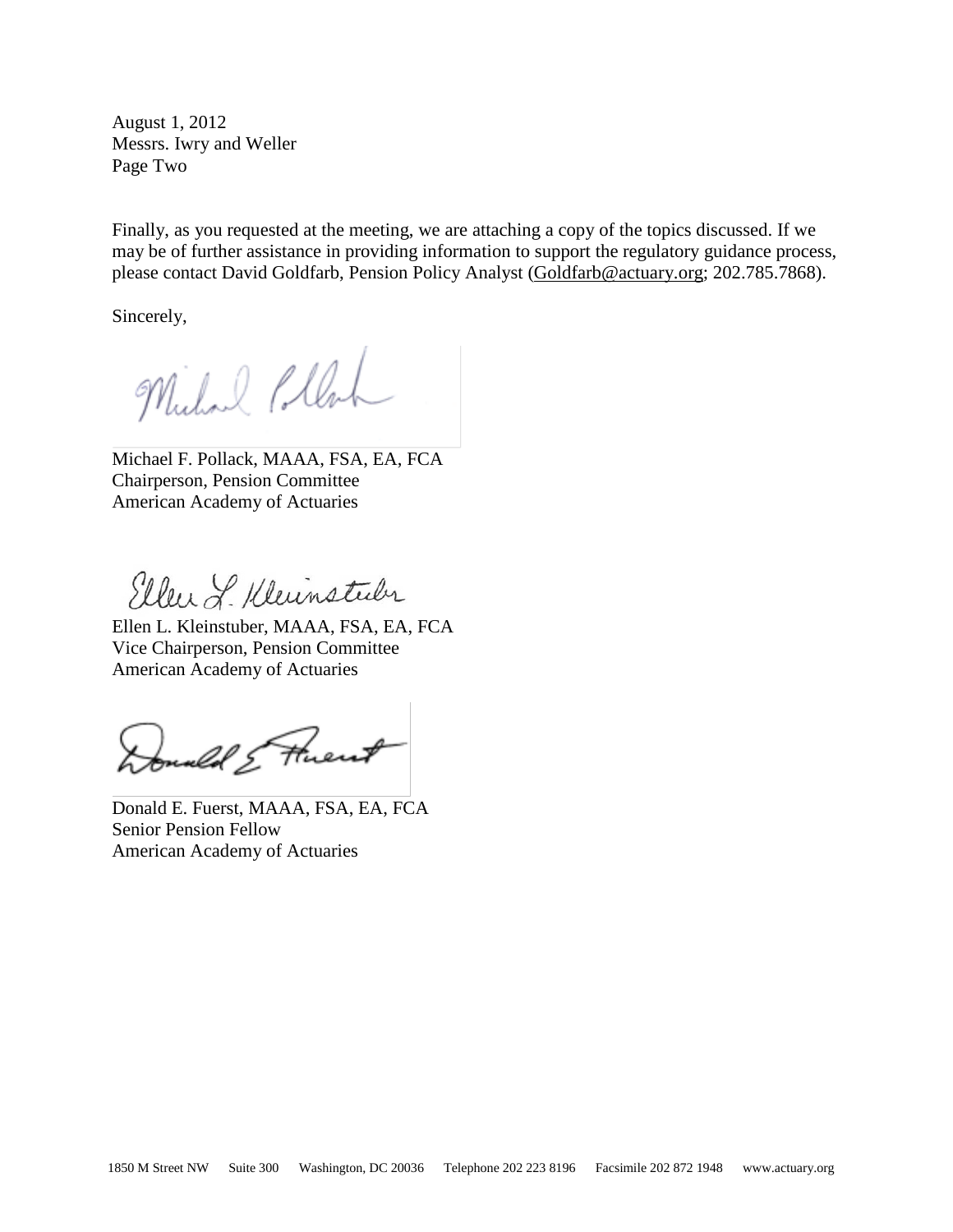August 1, 2012
Messrs. Iwry and Weller
Page Two

Finally, as you requested at the meeting, we are attaching a copy of the topics discussed. If we may be of further assistance in providing information to support the regulatory guidance process, please contact David Goldfarb, Pension Policy Analyst (Goldfarb@actuary.org; 202.785.7868).

Sincerely,

Michael F. Pollack, MAAA, FSA, EA, FCA
Chairperson, Pension Committee
American Academy of Actuaries

Ellen L. Kleinstuber, MAAA, FSA, EA, FCA
Vice Chairperson, Pension Committee
American Academy of Actuaries

Donald E. Fuerst, MAAA, FSA, EA, FCA
Senior Pension Fellow
American Academy of Actuaries

1850 M Street NW Suite 300 Washington, DC 20036 Telephone 202 223 8196 Facsimile 202 872 1948 www.actuary.org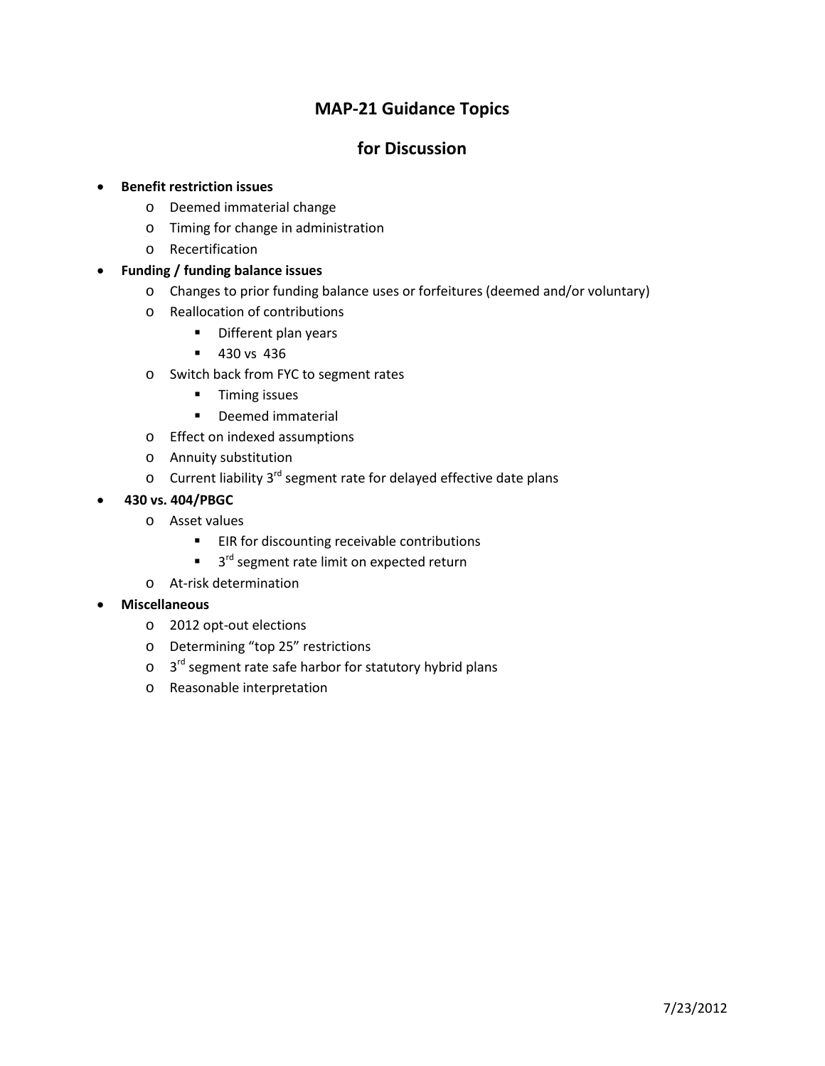# MAP-21 Guidance Topics

# for Discussion

- **Benefit restriction issues**
  - Deemed immaterial change
  - Timing for change in administration
  - Recertification
- **Funding / funding balance issues**
  - Changes to prior funding balance uses or forfeitures (deemed and/or voluntary)
  - Reallocation of contributions
    - Different plan years
    - 430 vs 436
  - Switch back from FYC to segment rates
    - Timing issues
    - Deemed immaterial
  - Effect on indexed assumptions
  - Annuity substitution
  - Current liability 3rd segment rate for delayed effective date plans
- **430 vs. 404/PBGC**
  - Asset values
    - EIR for discounting receivable contributions
    - 3rd segment rate limit on expected return
  - At-risk determination
- **Miscellaneous**
  - 2012 opt-out elections
  - Determining "top 25" restrictions
  - 3rd segment rate safe harbor for statutory hybrid plans
  - Reasonable interpretation

7/23/2012